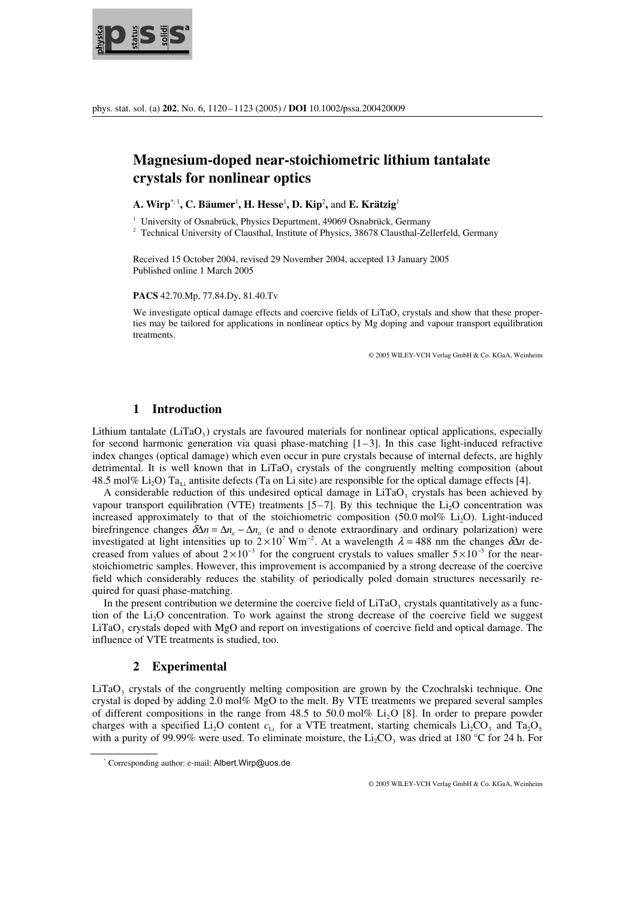# Magnesium-doped near-stoichiometric lithium tantalate crystals for nonlinear optics

**A. Wirp**[*,1], **C. Bäumer**[1], **H. Hesse**[1], **D. Kip**[2], and **E. Krätzig**[1]

[1] University of Osnabrück, Physics Department, 49069 Osnabrück, Germany
[2] Technical University of Clausthal, Institute of Physics, 38678 Clausthal-Zellerfeld, Germany

Received 15 October 2004, revised 29 November 2004, accepted 13 January 2005
Published online 1 March 2005

**PACS** 42.70.Mp, 77.84.Dy, 81.40.Tv

We investigate optical damage effects and coercive fields of $LiTaO_3$ crystals and show that these properties may be tailored for applications in nonlinear optics by Mg doping and vapour transport equilibration treatments.

© 2005 WILEY-VCH Verlag GmbH & Co. KGaA, Weinheim

## 1 Introduction

Lithium tantalate ($LiTaO_3$) crystals are favoured materials for nonlinear optical applications, especially for second harmonic generation via quasi phase-matching [1–3]. In this case light-induced refractive index changes (optical damage) which even occur in pure crystals because of internal defects, are highly detrimental. It is well known that in $LiTaO_3$ crystals of the congruently melting composition (about 48.5 mol% $Li_2O$) $Ta_{Li}$ antisite defects (Ta on Li site) are responsible for the optical damage effects [4].

A considerable reduction of this undesired optical damage in $LiTaO_3$ crystals has been achieved by vapour transport equilibration (VTE) treatments [5–7]. By this technique the $Li_2O$ concentration was increased approximately to that of the stoichiometric composition (50.0 mol% $Li_2O$). Light-induced birefringence changes $\delta\Delta n = \Delta n_e - \Delta n_o$ (e and o denote extraordinary and ordinary polarization) were investigated at light intensities up to $2\times10^{7}$ $Wm^{-2}$. At a wavelength $\lambda = 488$ nm the changes $\delta\Delta n$ decreased from values of about $2\times10^{-3}$ for the congruent crystals to values smaller $5\times10^{-5}$ for the near-stoichiometric samples. However, this improvement is accompanied by a strong decrease of the coercive field which considerably reduces the stability of periodically poled domain structures necessarily required for quasi phase-matching.

In the present contribution we determine the coercive field of $LiTaO_3$ crystals quantitatively as a function of the $Li_2O$ concentration. To work against the strong decrease of the coercive field we suggest $LiTaO_3$ crystals doped with MgO and report on investigations of coercive field and optical damage. The influence of VTE treatments is studied, too.

## 2 Experimental

$LiTaO_3$ crystals of the congruently melting composition are grown by the Czochralski technique. One crystal is doped by adding 2.0 mol% MgO to the melt. By VTE treatments we prepared several samples of different compositions in the range from 48.5 to 50.0 mol% $Li_2O$ [8]. In order to prepare powder charges with a specified $Li_2O$ content $c_{Li}$ for a VTE treatment, starting chemicals $Li_2CO_3$ and $Ta_2O_5$ with a purity of 99.99% were used. To eliminate moisture, the $Li_2CO_3$ was dried at 180 °C for 24 h. For

[*] Corresponding author: e-mail: Albert.Wirp@uos.de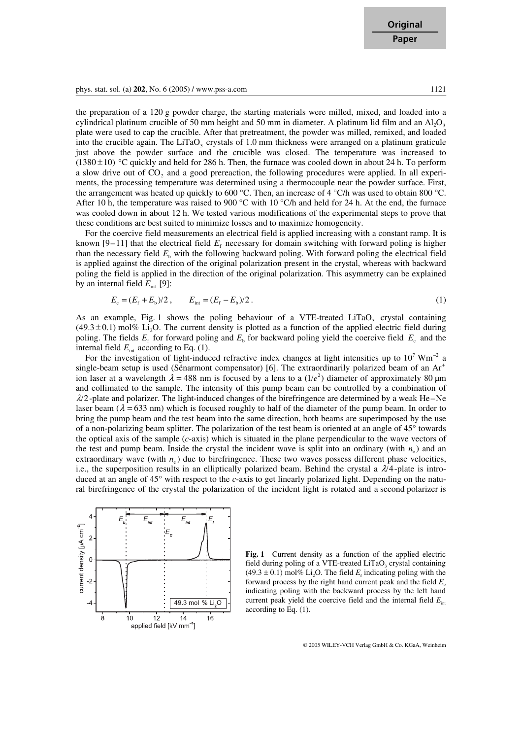the preparation of a 120 g powder charge, the starting materials were milled, mixed, and loaded into a cylindrical platinum crucible of 50 mm height and 50 mm in diameter. A platinum lid film and an $Al_2O_3$ plate were used to cap the crucible. After that pretreatment, the powder was milled, remixed, and loaded into the crucible again. The $LiTaO_3$ crystals of 1.0 mm thickness were arranged on a platinum graticule just above the powder surface and the crucible was closed. The temperature was increased to $(1380 \pm 10)$ °C quickly and held for 286 h. Then, the furnace was cooled down in about 24 h. To perform a slow drive out of $CO_2$ and a good prereaction, the following procedures were applied. In all experiments, the processing temperature was determined using a thermocouple near the powder surface. First, the arrangement was heated up quickly to 600 °C. Then, an increase of 4 °C/h was used to obtain 800 °C. After 10 h, the temperature was raised to 900 °C with 10 °C/h and held for 24 h. At the end, the furnace was cooled down in about 12 h. We tested various modifications of the experimental steps to prove that these conditions are best suited to minimize losses and to maximize homogeneity.

For the coercive field measurements an electrical field is applied increasing with a constant ramp. It is known [9–11] that the electrical field $E_f$ necessary for domain switching with forward poling is higher than the necessary field $E_b$ with the following backward poling. With forward poling the electrical field is applied against the direction of the original polarization present in the crystal, whereas with backward poling the field is applied in the direction of the original polarization. This asymmetry can be explained by an internal field $E_{int}$ [9]:

$$E_c = (E_f + E_b)/2 , \qquad E_{int} = (E_f - E_b)/2 . \tag{1}$$

As an example, Fig. 1 shows the poling behaviour of a VTE-treated $LiTaO_3$ crystal containing $(49.3 \pm 0.1)$ mol% $Li_2O$. The current density is plotted as a function of the applied electric field during poling. The fields $E_f$ for forward poling and $E_b$ for backward poling yield the coercive field $E_c$ and the internal field $E_{int}$ according to Eq. (1).

For the investigation of light-induced refractive index changes at light intensities up to $10^7$ $Wm^{-2}$ a single-beam setup is used (Sénarmont compensator) [6]. The extraordinarily polarized beam of an $Ar^+$ ion laser at a wavelength $\lambda = 488$ nm is focused by a lens to a $(1/e^2)$ diameter of approximately 80 μm and collimated to the sample. The intensity of this pump beam can be controlled by a combination of $\lambda/2$-plate and polarizer. The light-induced changes of the birefringence are determined by a weak He–Ne laser beam ($\lambda = 633$ nm) which is focused roughly to half of the diameter of the pump beam. In order to bring the pump beam and the test beam into the same direction, both beams are superimposed by the use of a non-polarizing beam splitter. The polarization of the test beam is oriented at an angle of 45° towards the optical axis of the sample (*c*-axis) which is situated in the plane perpendicular to the wave vectors of the test and pump beam. Inside the crystal the incident wave is split into an ordinary (with $n_o$) and an extraordinary wave (with $n_e$) due to birefringence. These two waves possess different phase velocities, i.e., the superposition results in an elliptically polarized beam. Behind the crystal a $\lambda/4$-plate is introduced at an angle of 45° with respect to the *c*-axis to get linearly polarized light. Depending on the natural birefringence of the crystal the polarization of the incident light is rotated and a second polarizer is

**Fig. 1** Current density as a function of the applied electric field during poling of a VTE-treated $LiTaO_3$ crystal containing $(49.3 \pm 0.1)$ mol% $Li_2O$. The field $E_f$ indicating poling with the forward process by the right hand current peak and the field $E_b$ indicating poling with the backward process by the left hand current peak yield the coercive field and the internal field $E_{int}$ according to Eq. (1).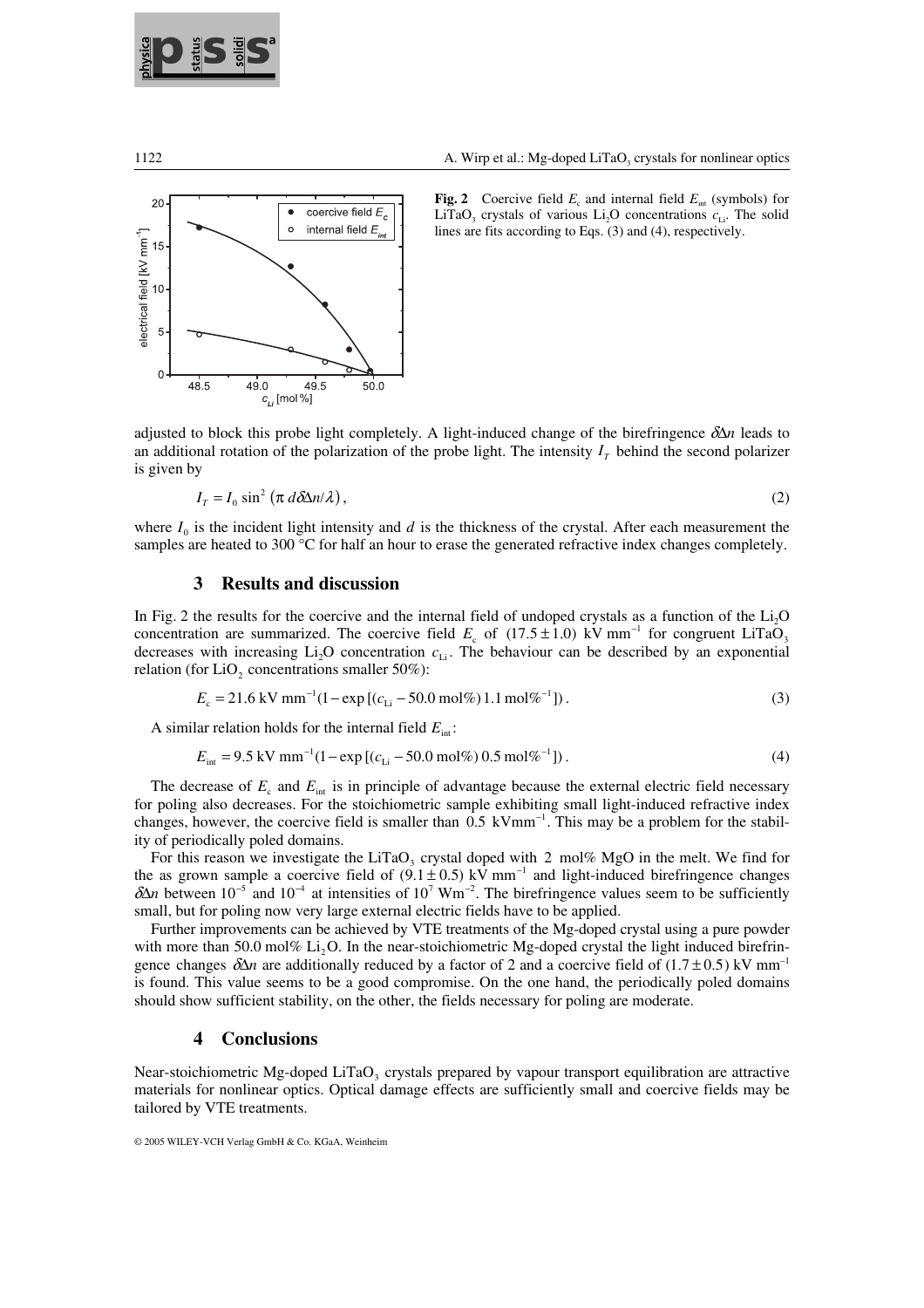**Fig. 2** Coercive field $E_c$ and internal field $E_{int}$ (symbols) for $LiTaO_3$ crystals of various $Li_2O$ concentrations $c_{Li}$. The solid lines are fits according to Eqs. (3) and (4), respectively.

adjusted to block this probe light completely. A light-induced change of the birefringence $\delta\Delta n$ leads to an additional rotation of the polarization of the probe light. The intensity $I_T$ behind the second polarizer is given by

$$I_T = I_0 \sin^2 \left(\pi \, d\delta\Delta n/\lambda\right), \tag{2}$$

where $I_0$ is the incident light intensity and $d$ is the thickness of the crystal. After each measurement the samples are heated to 300 °C for half an hour to erase the generated refractive index changes completely.

## 3 Results and discussion

In Fig. 2 the results for the coercive and the internal field of undoped crystals as a function of the $Li_2O$ concentration are summarized. The coercive field $E_c$ of $(17.5 \pm 1.0)$ kV mm$^{-1}$ for congruent $LiTaO_3$ decreases with increasing $Li_2O$ concentration $c_{Li}$. The behaviour can be described by an exponential relation (for $LiO_2$ concentrations smaller 50%):

$$E_c = 21.6 \text{ kV mm}^{-1}(1 - \exp[(c_{Li} - 50.0 \text{ mol\%})\, 1.1 \text{ mol\%}^{-1}])\,. \tag{3}$$

A similar relation holds for the internal field $E_{int}$:

$$E_{int} = 9.5 \text{ kV mm}^{-1}(1 - \exp[(c_{Li} - 50.0 \text{ mol\%})\, 0.5 \text{ mol\%}^{-1}])\,. \tag{4}$$

The decrease of $E_c$ and $E_{int}$ is in principle of advantage because the external electric field necessary for poling also decreases. For the stoichiometric sample exhibiting small light-induced refractive index changes, however, the coercive field is smaller than 0.5 kVmm$^{-1}$. This may be a problem for the stability of periodically poled domains.

For this reason we investigate the $LiTaO_3$ crystal doped with 2 mol% MgO in the melt. We find for the as grown sample a coercive field of $(9.1 \pm 0.5)$ kV mm$^{-1}$ and light-induced birefringence changes $\delta\Delta n$ between $10^{-5}$ and $10^{-4}$ at intensities of $10^7$ Wm$^{-2}$. The birefringence values seem to be sufficiently small, but for poling now very large external electric fields have to be applied.

Further improvements can be achieved by VTE treatments of the Mg-doped crystal using a pure powder with more than 50.0 mol% $Li_2O$. In the near-stoichiometric Mg-doped crystal the light induced birefringence changes $\delta\Delta n$ are additionally reduced by a factor of 2 and a coercive field of $(1.7 \pm 0.5)$ kV mm$^{-1}$ is found. This value seems to be a good compromise. On the one hand, the periodically poled domains should show sufficient stability, on the other, the fields necessary for poling are moderate.

## 4 Conclusions

Near-stoichiometric Mg-doped $LiTaO_3$ crystals prepared by vapour transport equilibration are attractive materials for nonlinear optics. Optical damage effects are sufficiently small and coercive fields may be tailored by VTE treatments.

© 2005 WILEY-VCH Verlag GmbH & Co. KGaA, Weinheim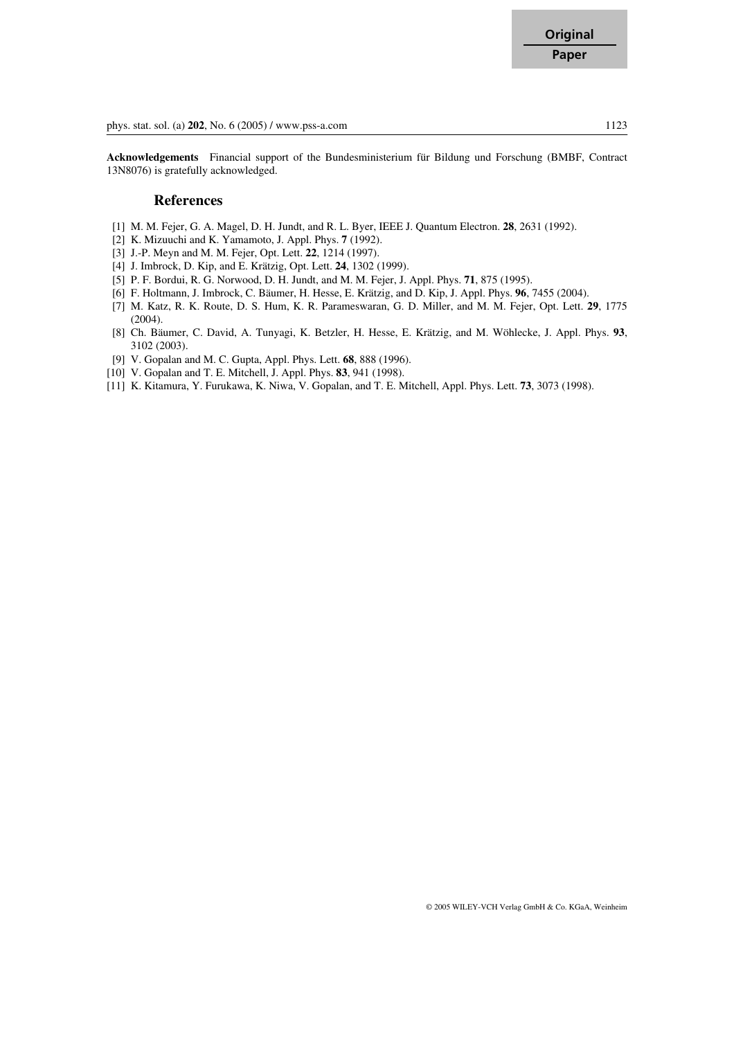**Acknowledgements** Financial support of the Bundesministerium für Bildung und Forschung (BMBF, Contract 13N8076) is gratefully acknowledged.

## References

[1] M. M. Fejer, G. A. Magel, D. H. Jundt, and R. L. Byer, IEEE J. Quantum Electron. **28**, 2631 (1992).
[2] K. Mizuuchi and K. Yamamoto, J. Appl. Phys. **7** (1992).
[3] J.-P. Meyn and M. M. Fejer, Opt. Lett. **22**, 1214 (1997).
[4] J. Imbrock, D. Kip, and E. Krätzig, Opt. Lett. **24**, 1302 (1999).
[5] P. F. Bordui, R. G. Norwood, D. H. Jundt, and M. M. Fejer, J. Appl. Phys. **71**, 875 (1995).
[6] F. Holtmann, J. Imbrock, C. Bäumer, H. Hesse, E. Krätzig, and D. Kip, J. Appl. Phys. **96**, 7455 (2004).
[7] M. Katz, R. K. Route, D. S. Hum, K. R. Parameswaran, G. D. Miller, and M. M. Fejer, Opt. Lett. **29**, 1775 (2004).
[8] Ch. Bäumer, C. David, A. Tunyagi, K. Betzler, H. Hesse, E. Krätzig, and M. Wöhlecke, J. Appl. Phys. **93**, 3102 (2003).
[9] V. Gopalan and M. C. Gupta, Appl. Phys. Lett. **68**, 888 (1996).
[10] V. Gopalan and T. E. Mitchell, J. Appl. Phys. **83**, 941 (1998).
[11] K. Kitamura, Y. Furukawa, K. Niwa, V. Gopalan, and T. E. Mitchell, Appl. Phys. Lett. **73**, 3073 (1998).